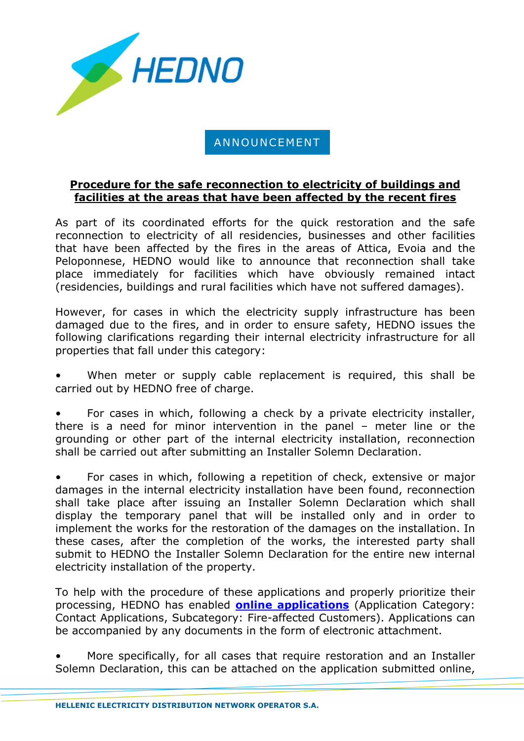# ANNOUNCEMENT

**Procedure for the safe reconnection to electricity of buildings and facilities at the areas that have been affected by the recent fires**

As part of its coordinated efforts for the quick restoration and the safe reconnection to electricity of all residencies, businesses and other facilities that have been affected by the fires in the areas of Attica, Evoia and the Peloponnese, HEDNO would like to announce that reconnection shall take place immediately for facilities which have obviously remained intact (residencies, buildings and rural facilities which have not suffered damages).

However, for cases in which the electricity supply infrastructure has been damaged due to the fires, and in order to ensure safety, HEDNO issues the following clarifications regarding their internal electricity infrastructure for all properties that fall under this category:

- When meter or supply cable replacement is required, this shall be carried out by HEDNO free of charge.

- For cases in which, following a check by a private electricity installer, there is a need for minor intervention in the panel – meter line or the grounding or other part of the internal electricity installation, reconnection shall be carried out after submitting an Installer Solemn Declaration.

- For cases in which, following a repetition of check, extensive or major damages in the internal electricity installation have been found, reconnection shall take place after issuing an Installer Solemn Declaration which shall display the temporary panel that will be installed only and in order to implement the works for the restoration of the damages on the installation. In these cases, after the completion of the works, the interested party shall submit to HEDNO the Installer Solemn Declaration for the entire new internal electricity installation of the property.

To help with the procedure of these applications and properly prioritize their processing, HEDNO has enabled **online applications** (Application Category: Contact Applications, Subcategory: Fire-affected Customers). Applications can be accompanied by any documents in the form of electronic attachment.

- More specifically, for all cases that require restoration and an Installer Solemn Declaration, this can be attached on the application submitted online,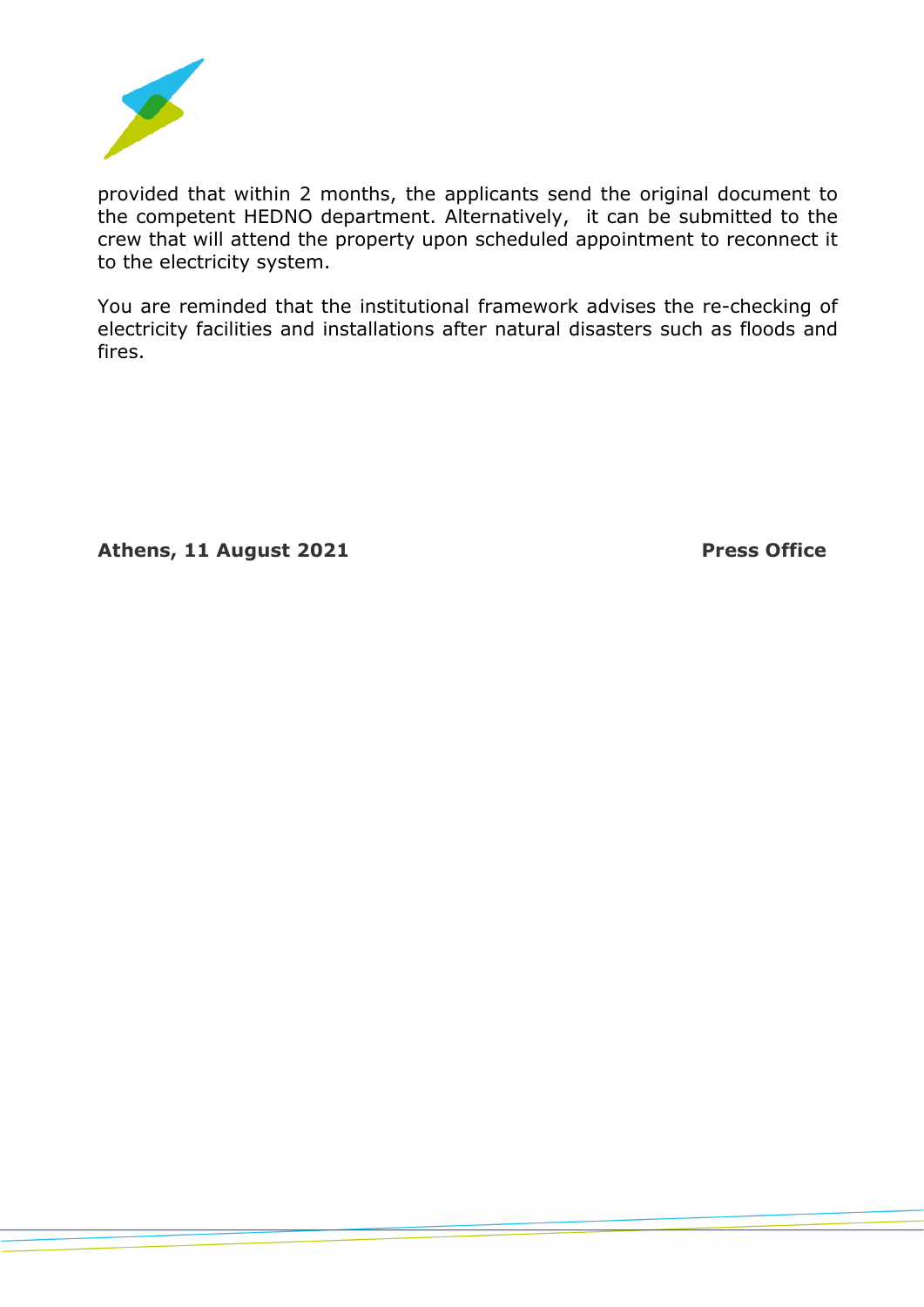provided that within 2 months, the applicants send the original document to the competent HEDNO department. Alternatively, it can be submitted to the crew that will attend the property upon scheduled appointment to reconnect it to the electricity system.

You are reminded that the institutional framework advises the re-checking of electricity facilities and installations after natural disasters such as floods and fires.

**Athens, 11 August 2021** **Press Office**